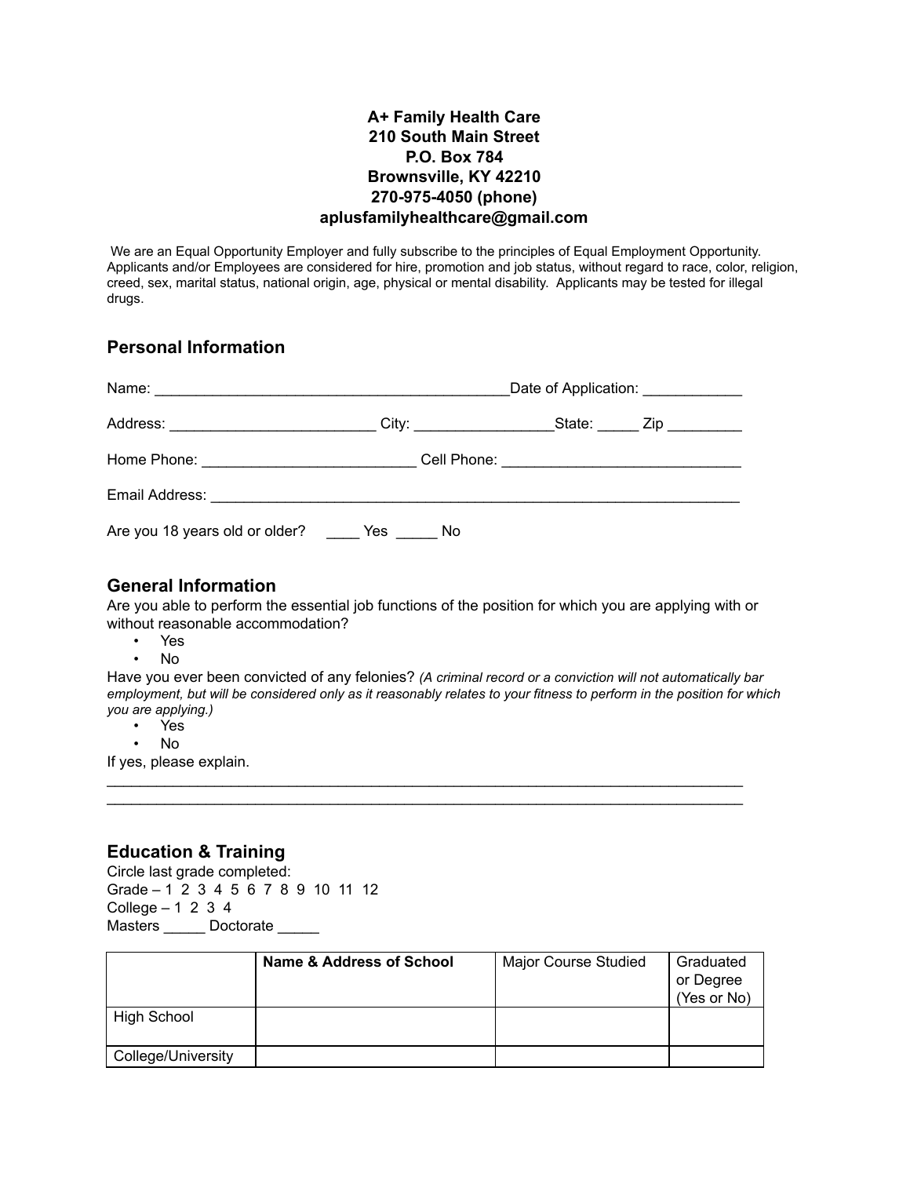**A+ Family Health Care**
**210 South Main Street**
**P.O. Box 784**
**Brownsville, KY 42210**
**270-975-4050 (phone)**
**aplusfamilyhealthcare@gmail.com**

We are an Equal Opportunity Employer and fully subscribe to the principles of Equal Employment Opportunity. Applicants and/or Employees are considered for hire, promotion and job status, without regard to race, color, religion, creed, sex, marital status, national origin, age, physical or mental disability. Applicants may be tested for illegal drugs.

## Personal Information

Name: ____________________________________________ Date of Application: ____________

Address: _________________________ City: ________________ State: _____ Zip _________

Home Phone: __________________________ Cell Phone: _____________________________

Email Address: _________________________________________________________________

Are you 18 years old or older? ____ Yes _____ No

## General Information

Are you able to perform the essential job functions of the position for which you are applying with or without reasonable accommodation?

- Yes
- No

Have you ever been convicted of any felonies? *(A criminal record or a conviction will not automatically bar employment, but will be considered only as it reasonably relates to your fitness to perform in the position for which you are applying.)*

- Yes
- No

If yes, please explain.

_______________________________________________________________________________
_______________________________________________________________________________

## Education & Training

Circle last grade completed:
Grade – 1 2 3 4 5 6 7 8 9 10 11 12
College – 1 2 3 4
Masters _____ Doctorate _____

| | **Name & Address of School** | Major Course Studied | Graduated or Degree (Yes or No) |
|---|---|---|---|
| High School | | | |
| College/University | | | |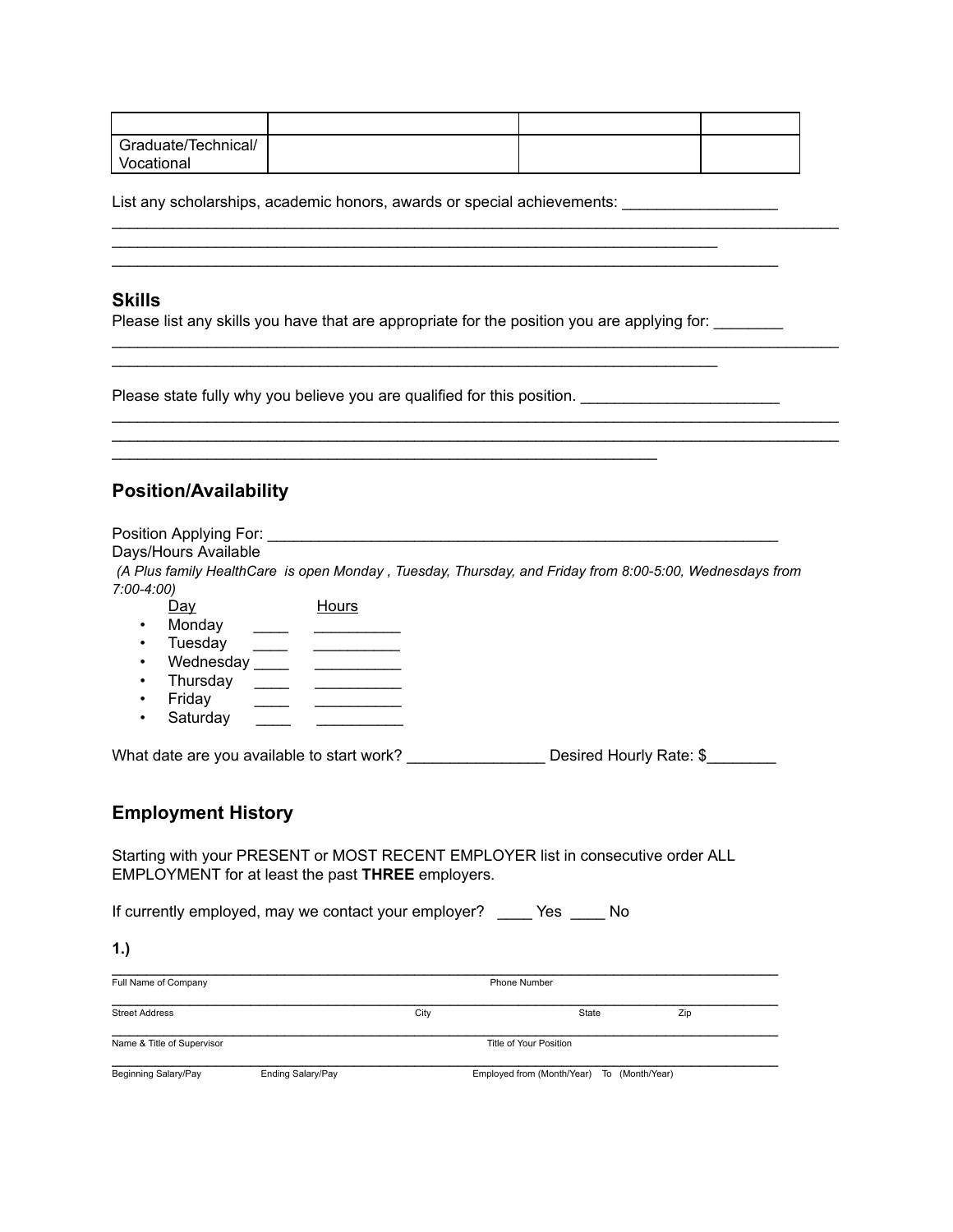| | | | |
|---|---|---|---|
| Graduate/Technical/ Vocational | | | |

List any scholarships, academic honors, awards or special achievements: _________________
_______________________________________________________________________________
_________________________________________________________________
________________________________________________________________________

## Skills

Please list any skills you have that are appropriate for the position you are applying for: ________
_______________________________________________________________________________
_________________________________________________________________

Please state fully why you believe you are qualified for this position. ______________________
_______________________________________________________________________________
_______________________________________________________________________________
___________________________________________________________

## Position/Availability

Position Applying For: _______________________________________________________

Days/Hours Available

*(A Plus family HealthCare is open Monday , Tuesday, Thursday, and Friday from 8:00-5:00, Wednesdays from 7:00-4:00)*

Day Hours

- Monday ____ __________
- Tuesday ____ __________
- Wednesday ____ __________
- Thursday ____ __________
- Friday ____ __________
- Saturday ____ __________

What date are you available to start work? _______________ Desired Hourly Rate: $________

## Employment History

Starting with your PRESENT or MOST RECENT EMPLOYER list in consecutive order ALL EMPLOYMENT for at least the past **THREE** employers.

If currently employed, may we contact your employer? ____ Yes ____ No

**1.)**

________________________________________________________________________
Full Name of Company Phone Number

________________________________________________________________________
Street Address City State Zip

________________________________________________________________________
Name & Title of Supervisor Title of Your Position

________________________________________________________________________
Beginning Salary/Pay Ending Salary/Pay Employed from (Month/Year) To (Month/Year)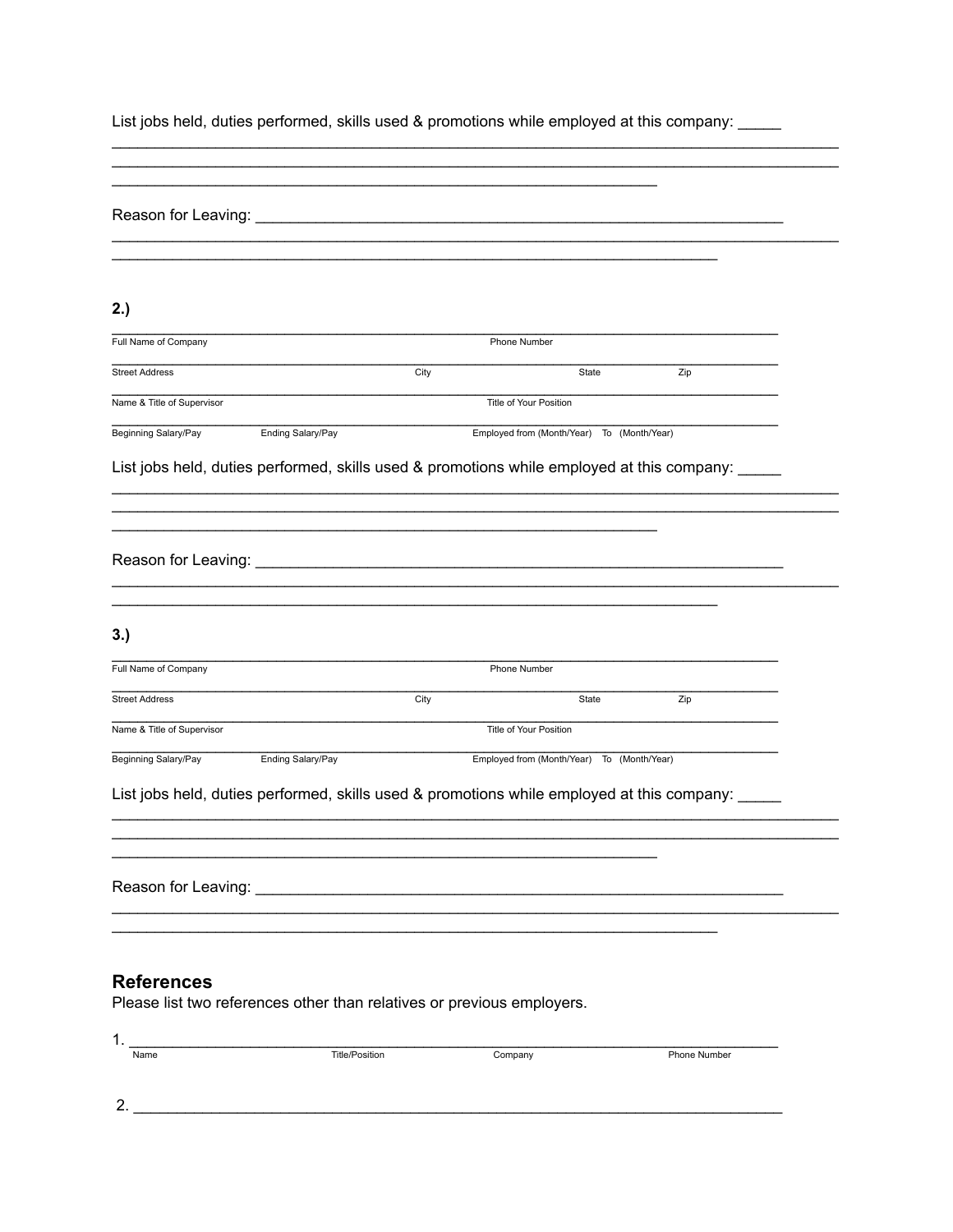List jobs held, duties performed, skills used & promotions while employed at this company: _____

______________________________________________________________________________

______________________________________________________________________________

___________________________________________________________

Reason for Leaving: ________________________________________________________

______________________________________________________________________________

_________________________________________________________________

**2.)**

_________________________________________________________________________

Full Name of Company | Phone Number

_________________________________________________________________________

Street Address | City | State | Zip

_________________________________________________________________________

Name & Title of Supervisor | Title of Your Position

_________________________________________________________________________

Beginning Salary/Pay | Ending Salary/Pay | Employed from (Month/Year) To (Month/Year)

List jobs held, duties performed, skills used & promotions while employed at this company: _____

______________________________________________________________________________

______________________________________________________________________________

___________________________________________________________

Reason for Leaving: ________________________________________________________

______________________________________________________________________________

_________________________________________________________________

**3.)**

_________________________________________________________________________

Full Name of Company | Phone Number

_________________________________________________________________________

Street Address | City | State | Zip

_________________________________________________________________________

Name & Title of Supervisor | Title of Your Position

_________________________________________________________________________

Beginning Salary/Pay | Ending Salary/Pay | Employed from (Month/Year) To (Month/Year)

List jobs held, duties performed, skills used & promotions while employed at this company: _____

______________________________________________________________________________

______________________________________________________________________________

___________________________________________________________

Reason for Leaving: ________________________________________________________

______________________________________________________________________________

_________________________________________________________________

## References

Please list two references other than relatives or previous employers.

1. _______________________________________________________________________

Name | Title/Position | Company | Phone Number

2. _______________________________________________________________________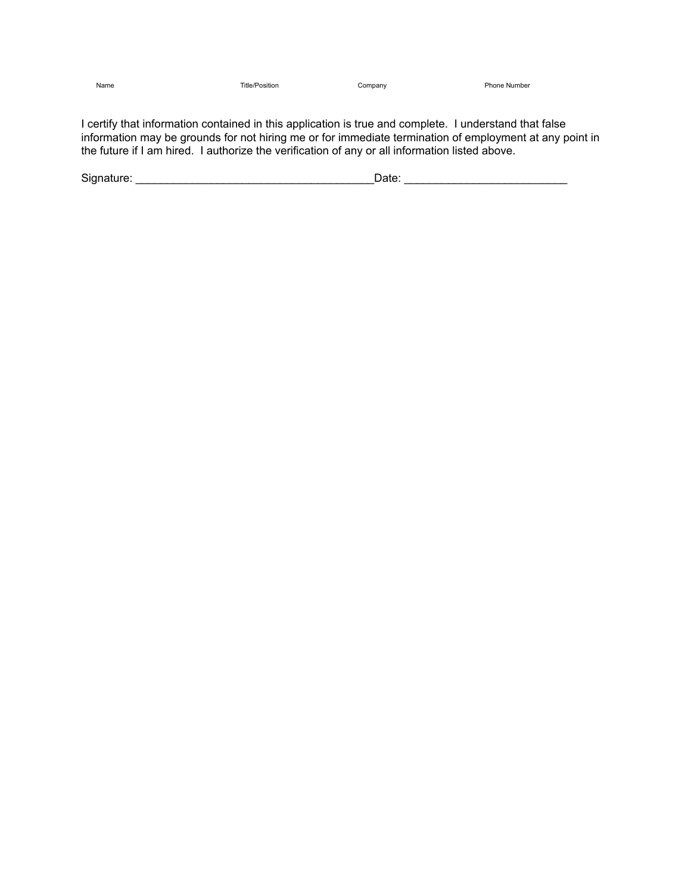| Name | Title/Position | Company | Phone Number |
|---|---|---|---|

I certify that information contained in this application is true and complete. I understand that false information may be grounds for not hiring me or for immediate termination of employment at any point in the future if I am hired. I authorize the verification of any or all information listed above.

Signature: _____________________________________Date: _________________________